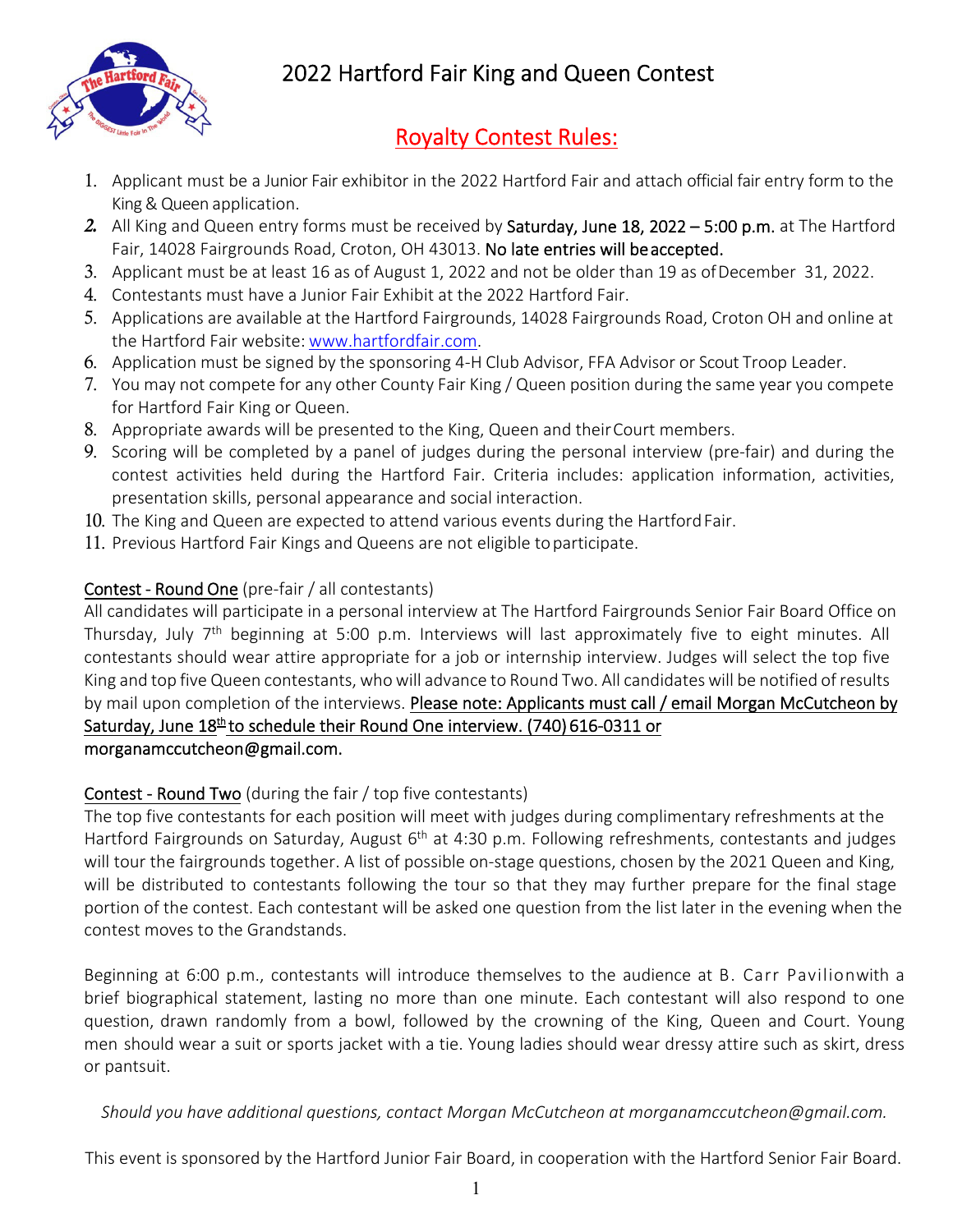# 2022 Hartford Fair King and Queen Contest

## Royalty Contest Rules:

1. Applicant must be a Junior Fair exhibitor in the 2022 Hartford Fair and attach official fair entry form to the King & Queen application.
2. All King and Queen entry forms must be received by **Saturday, June 18, 2022 – 5:00 p.m.** at The Hartford Fair, 14028 Fairgrounds Road, Croton, OH 43013. **No late entries will be accepted.**
3. Applicant must be at least 16 as of August 1, 2022 and not be older than 19 as of December 31, 2022.
4. Contestants must have a Junior Fair Exhibit at the 2022 Hartford Fair.
5. Applications are available at the Hartford Fairgrounds, 14028 Fairgrounds Road, Croton OH and online at the Hartford Fair website: www.hartfordfair.com.
6. Application must be signed by the sponsoring 4-H Club Advisor, FFA Advisor or Scout Troop Leader.
7. You may not compete for any other County Fair King / Queen position during the same year you compete for Hartford Fair King or Queen.
8. Appropriate awards will be presented to the King, Queen and their Court members.
9. Scoring will be completed by a panel of judges during the personal interview (pre-fair) and during the contest activities held during the Hartford Fair. Criteria includes: application information, activities, presentation skills, personal appearance and social interaction.
10. The King and Queen are expected to attend various events during the Hartford Fair.
11. Previous Hartford Fair Kings and Queens are not eligible to participate.

**Contest - Round One** (pre-fair / all contestants)

All candidates will participate in a personal interview at The Hartford Fairgrounds Senior Fair Board Office on Thursday, July 7th beginning at 5:00 p.m. Interviews will last approximately five to eight minutes. All contestants should wear attire appropriate for a job or internship interview. Judges will select the top five King and top five Queen contestants, who will advance to Round Two. All candidates will be notified of results by mail upon completion of the interviews. **Please note: Applicants must call / email Morgan McCutcheon by Saturday, June 18th to schedule their Round One interview. (740) 616-0311 or morganamccutcheon@gmail.com.**

**Contest - Round Two** (during the fair / top five contestants)

The top five contestants for each position will meet with judges during complimentary refreshments at the Hartford Fairgrounds on Saturday, August 6th at 4:30 p.m. Following refreshments, contestants and judges will tour the fairgrounds together. A list of possible on-stage questions, chosen by the 2021 Queen and King, will be distributed to contestants following the tour so that they may further prepare for the final stage portion of the contest. Each contestant will be asked one question from the list later in the evening when the contest moves to the Grandstands.

Beginning at 6:00 p.m., contestants will introduce themselves to the audience at B. Carr Pavilion with a brief biographical statement, lasting no more than one minute. Each contestant will also respond to one question, drawn randomly from a bowl, followed by the crowning of the King, Queen and Court. Young men should wear a suit or sports jacket with a tie. Young ladies should wear dressy attire such as skirt, dress or pantsuit.

*Should you have additional questions, contact Morgan McCutcheon at morganamccutcheon@gmail.com.*

This event is sponsored by the Hartford Junior Fair Board, in cooperation with the Hartford Senior Fair Board.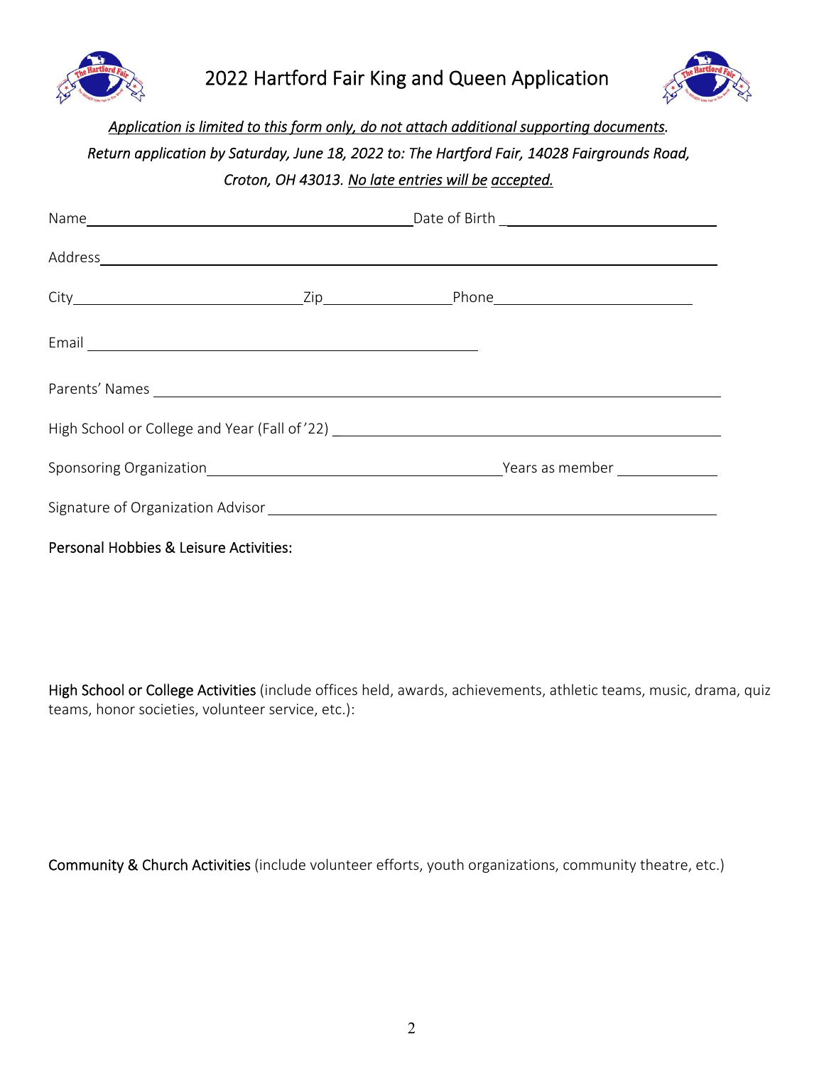# 2022 Hartford Fair King and Queen Application

*<u>Application is limited to this form only, do not attach additional supporting documents</u>.*

*Return application by Saturday, June 18, 2022 to: The Hartford Fair, 14028 Fairgrounds Road, Croton, OH 43013. <u>No late entries will be</u> <u>accepted.</u>*

Name_______________________________________ Date of Birth ___________________________

Address_____________________________________________________________________________

City___________________________ Zip_______________ Phone_________________________

Email _______________________________________________

Parents' Names ______________________________________________________________________

High School or College and Year (Fall of '22) _______________________________________________

Sponsoring Organization____________________________________ Years as member ____________

Signature of Organization Advisor _________________________________________________________

Personal Hobbies & Leisure Activities:

High School or College Activities (include offices held, awards, achievements, athletic teams, music, drama, quiz teams, honor societies, volunteer service, etc.):

Community & Church Activities (include volunteer efforts, youth organizations, community theatre, etc.)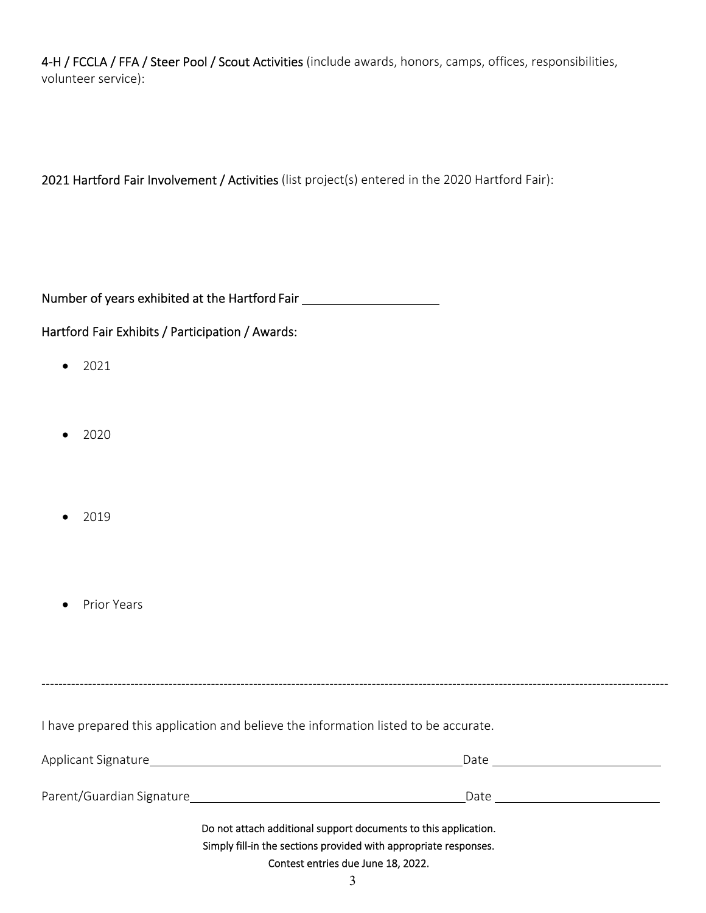4-H / FCCLA / FFA / Steer Pool / Scout Activities (include awards, honors, camps, offices, responsibilities, volunteer service):

2021 Hartford Fair Involvement / Activities (list project(s) entered in the 2020 Hartford Fair):

Number of years exhibited at the Hartford Fair ____________________

Hartford Fair Exhibits / Participation / Awards:

- 2021
- 2020
- 2019
- Prior Years

---

I have prepared this application and believe the information listed to be accurate.

Applicant Signature_______________________________________________Date ________________________

Parent/Guardian Signature__________________________________________Date ________________________

Do not attach additional support documents to this application.
Simply fill-in the sections provided with appropriate responses.
Contest entries due June 18, 2022.